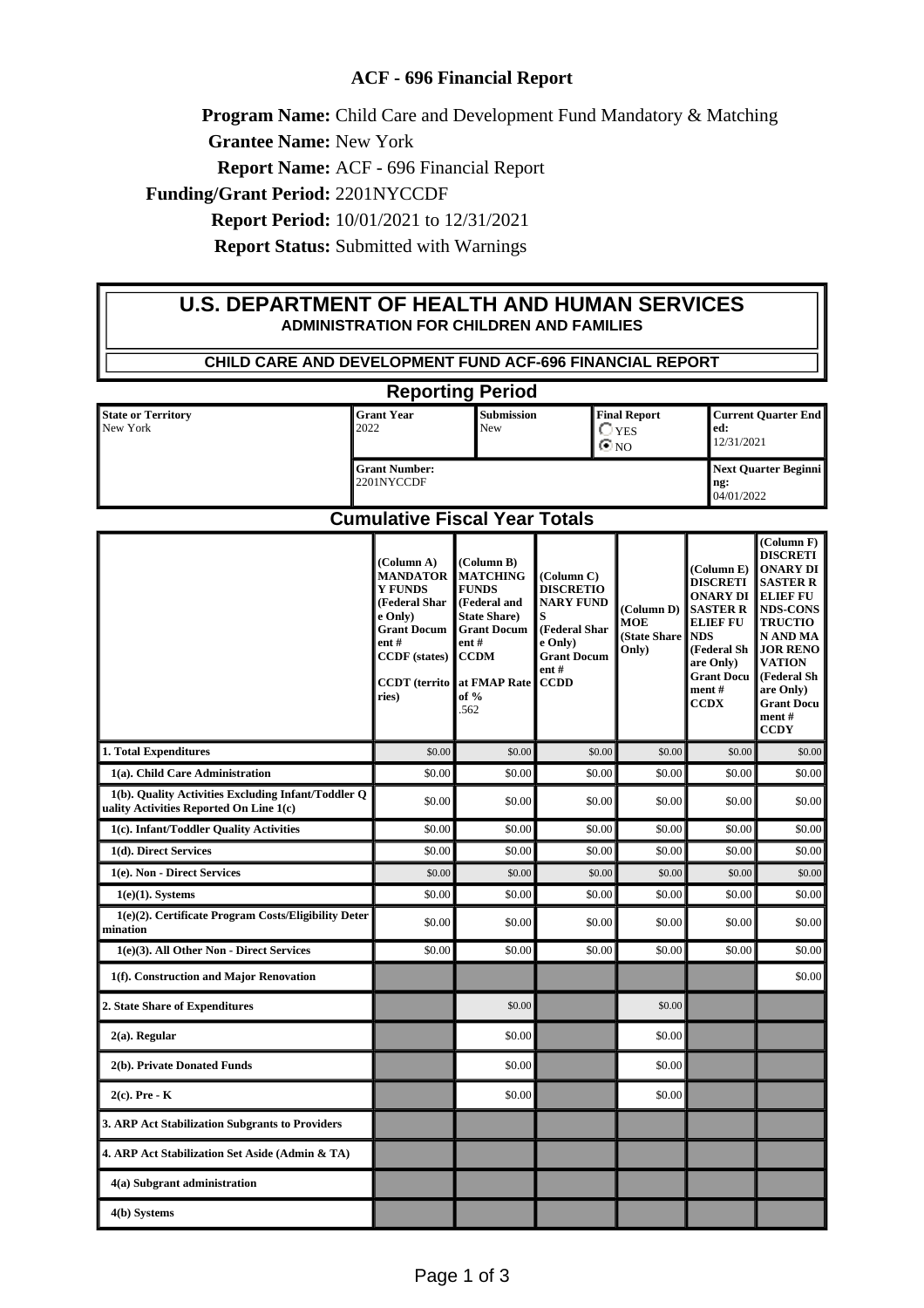## ACF - 696 Financial Report

**Program Name:** Child Care and Development Fund Mandatory & Matching

**Grantee Name:** New York

**Report Name:** ACF - 696 Financial Report

**Funding/Grant Period:** 2201NYCCDF

**Report Period:** 10/01/2021 to 12/31/2021

**Report Status:** Submitted with Warnings

# U.S. DEPARTMENT OF HEALTH AND HUMAN SERVICES

### ADMINISTRATION FOR CHILDREN AND FAMILIES

### CHILD CARE AND DEVELOPMENT FUND ACF-696 FINANCIAL REPORT

## Reporting Period

| State or Territory | Grant Year | Submission | Final Report | Current Quarter Ended: |
|---|---|---|---|---|
| New York | 2022 | New | ○ YES ◉ NO | 12/31/2021 |
| | Grant Number: 2201NYCCDF | | | Next Quarter Beginning: 04/01/2022 |

## Cumulative Fiscal Year Totals

| | (Column A) MANDATORY FUNDS (Federal Share Only) Grant Document # CCDF (states) CCDT (territories) | (Column B) MATCHING FUNDS (Federal and State Share) Grant Document # CCDM at FMAP Rate of % .562 | (Column C) DISCRETIONARY FUNDS (Federal Share Only) Grant Document # CCDD | (Column D) MOE (State Share Only) | (Column E) DISCRETIONARY DISASTER RELIEF FUNDS (Federal Share Only) Grant Document # CCDX | (Column F) DISCRETIONARY DISASTER RELIEF FUNDS-CONSTRUCTION AND MAJOR RENOVATION (Federal Share Only) Grant Document # CCDY |
|---|---|---|---|---|---|---|
| **1. Total Expenditures** | $0.00 | $0.00 | $0.00 | $0.00 | $0.00 | $0.00 |
| **1(a). Child Care Administration** | $0.00 | $0.00 | $0.00 | $0.00 | $0.00 | $0.00 |
| **1(b). Quality Activities Excluding Infant/Toddler Quality Activities Reported On Line 1(c)** | $0.00 | $0.00 | $0.00 | $0.00 | $0.00 | $0.00 |
| **1(c). Infant/Toddler Quality Activities** | $0.00 | $0.00 | $0.00 | $0.00 | $0.00 | $0.00 |
| **1(d). Direct Services** | $0.00 | $0.00 | $0.00 | $0.00 | $0.00 | $0.00 |
| **1(e). Non - Direct Services** | $0.00 | $0.00 | $0.00 | $0.00 | $0.00 | $0.00 |
| **1(e)(1). Systems** | $0.00 | $0.00 | $0.00 | $0.00 | $0.00 | $0.00 |
| **1(e)(2). Certificate Program Costs/Eligibility Determination** | $0.00 | $0.00 | $0.00 | $0.00 | $0.00 | $0.00 |
| **1(e)(3). All Other Non - Direct Services** | $0.00 | $0.00 | $0.00 | $0.00 | $0.00 | $0.00 |
| **1(f). Construction and Major Renovation** | | | | | | $0.00 |
| **2. State Share of Expenditures** | | $0.00 | | $0.00 | | |
| **2(a). Regular** | | $0.00 | | $0.00 | | |
| **2(b). Private Donated Funds** | | $0.00 | | $0.00 | | |
| **2(c). Pre - K** | | $0.00 | | $0.00 | | |
| **3. ARP Act Stabilization Subgrants to Providers** | | | | | | |
| **4. ARP Act Stabilization Set Aside (Admin & TA)** | | | | | | |
| **4(a) Subgrant administration** | | | | | | |
| **4(b) Systems** | | | | | | |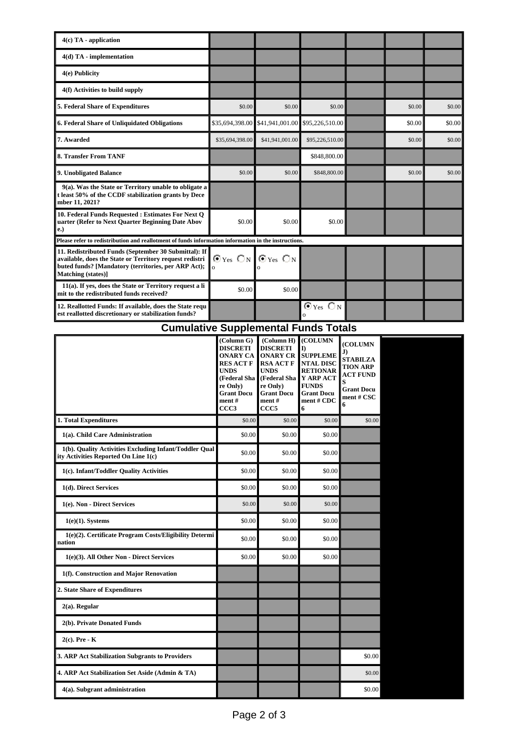| | | | | | | |
|---|---|---|---|---|---|---|
| 4(c) TA - application | | | | | | |
| 4(d) TA - implementation | | | | | | |
| 4(e) Publicity | | | | | | |
| 4(f) Activities to build supply | | | | | | |
| 5. Federal Share of Expenditures | $0.00 | $0.00 | $0.00 | | $0.00 | $0.00 |
| 6. Federal Share of Unliquidated Obligations | $35,694,398.00 | $41,941,001.00 | $95,226,510.00 | | $0.00 | $0.00 |
| 7. Awarded | $35,694,398.00 | $41,941,001.00 | $95,226,510.00 | | $0.00 | $0.00 |
| 8. Transfer From TANF | | | $848,800.00 | | | |
| 9. Unobligated Balance | $0.00 | $0.00 | $848,800.00 | | $0.00 | $0.00 |
| 9(a). Was the State or Territory unable to obligate at least 50% of the CCDF stabilization grants by December 11, 2021? | | | | | | |
| 10. Federal Funds Requested : Estimates For Next Quarter (Refer to Next Quarter Beginning Date Above.) | $0.00 | $0.00 | $0.00 | | | |
| Please refer to redistribution and reallotment of funds information information in the instructions. | | | | | | |
| 11. Redistributed Funds (September 30 Submittal): If available, does the State or Territory request redistributed funds? [Mandatory (territories, per ARP Act); Matching (states)] | ◉ Yes ○ No | ◉ Yes ○ No | | | | |
| 11(a). If yes, does the State or Territory request a limit to the redistributed funds received? | $0.00 | $0.00 | | | | |
| 12. Reallotted Funds: If available, does the State request reallotted discretionary or stabilization funds? | | | ◉ Yes ○ No | | | |

## Cumulative Supplemental Funds Totals

| | (Column G) DISCRETIONARY CARES ACT FUNDS (Federal Share Only) Grant Document # CCC3 | (Column H) DISCRETIONARY CRRSA ACT FUNDS (Federal Share Only) Grant Document # CCC5 | (COLUMN I) SUPPLEMENTAL DISCRETIONARY ARP ACT FUNDS Grant Document # CDC6 | (COLUMN J) STABILZATION ARP ACT FUNDS Grant Document # CSC6 |
|---|---|---|---|---|
| 1. Total Expenditures | $0.00 | $0.00 | $0.00 | $0.00 |
| 1(a). Child Care Administration | $0.00 | $0.00 | $0.00 | |
| 1(b). Quality Activities Excluding Infant/Toddler Quality Activities Reported On Line 1(c) | $0.00 | $0.00 | $0.00 | |
| 1(c). Infant/Toddler Quality Activities | $0.00 | $0.00 | $0.00 | |
| 1(d). Direct Services | $0.00 | $0.00 | $0.00 | |
| 1(e). Non - Direct Services | $0.00 | $0.00 | $0.00 | |
| 1(e)(1). Systems | $0.00 | $0.00 | $0.00 | |
| 1(e)(2). Certificate Program Costs/Eligibility Determination | $0.00 | $0.00 | $0.00 | |
| 1(e)(3). All Other Non - Direct Services | $0.00 | $0.00 | $0.00 | |
| 1(f). Construction and Major Renovation | | | | |
| 2. State Share of Expenditures | | | | |
| 2(a). Regular | | | | |
| 2(b). Private Donated Funds | | | | |
| 2(c). Pre - K | | | | |
| 3. ARP Act Stabilization Subgrants to Providers | | | | $0.00 |
| 4. ARP Act Stabilization Set Aside (Admin & TA) | | | | $0.00 |
| 4(a). Subgrant administration | | | | $0.00 |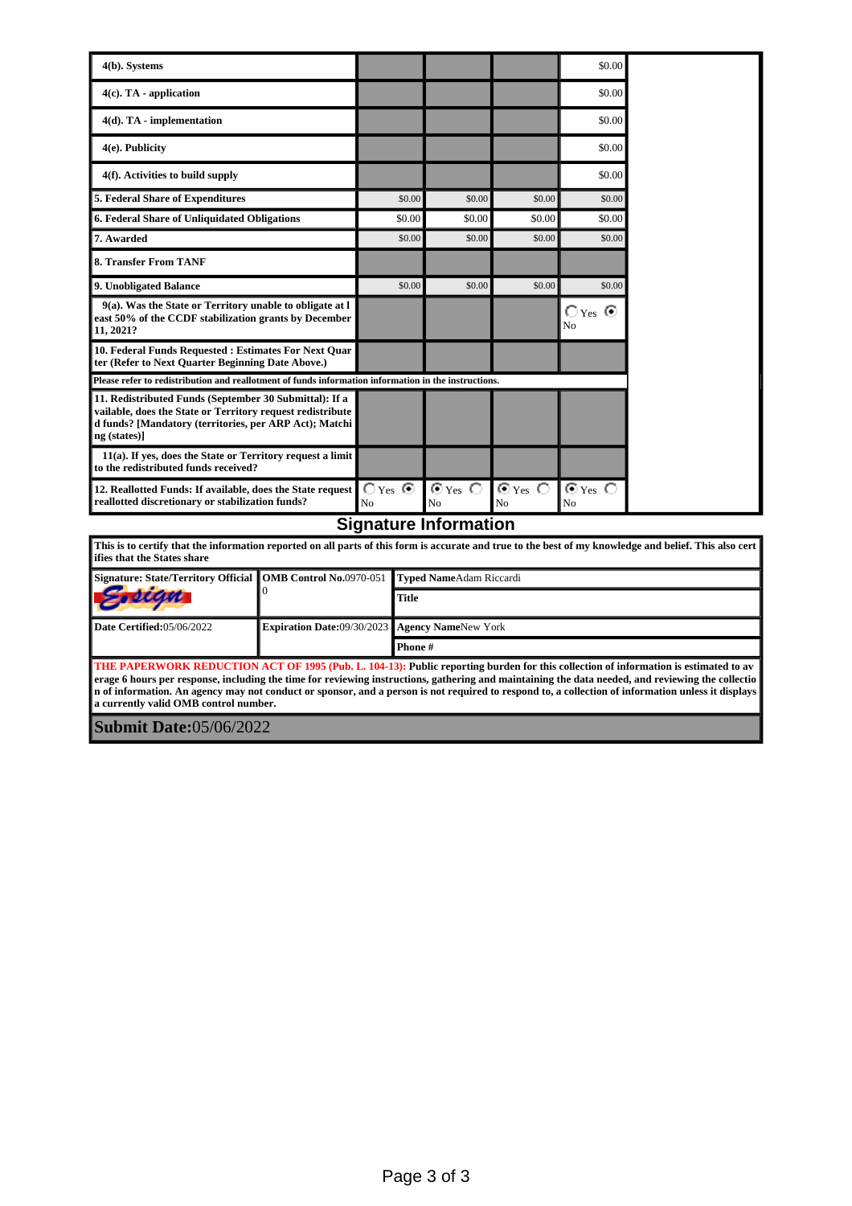| | | | | | |
|---|---|---|---|---|---|
| 4(b). Systems | | | | $0.00 | |
| 4(c). TA - application | | | | $0.00 | |
| 4(d). TA - implementation | | | | $0.00 | |
| 4(e). Publicity | | | | $0.00 | |
| 4(f). Activities to build supply | | | | $0.00 | |
| 5. Federal Share of Expenditures | $0.00 | $0.00 | $0.00 | $0.00 | |
| 6. Federal Share of Unliquidated Obligations | $0.00 | $0.00 | $0.00 | $0.00 | |
| 7. Awarded | $0.00 | $0.00 | $0.00 | $0.00 | |
| 8. Transfer From TANF | | | | | |
| 9. Unobligated Balance | $0.00 | $0.00 | $0.00 | $0.00 | |
| 9(a). Was the State or Territory unable to obligate at least 50% of the CCDF stabilization grants by December 11, 2021? | | | | ○ Yes ⦿ No | |
| 10. Federal Funds Requested : Estimates For Next Quarter (Refer to Next Quarter Beginning Date Above.) | | | | | |
| Please refer to redistribution and reallotment of funds information information in the instructions. | | | | | |
| 11. Redistributed Funds (September 30 Submittal): If available, does the State or Territory request redistributed funds? [Mandatory (territories, per ARP Act); Matching (states)] | | | | | |
| 11(a). If yes, does the State or Territory request a limit to the redistributed funds received? | | | | | |
| 12. Reallotted Funds: If available, does the State request reallotted discretionary or stabilization funds? | ○ Yes ⦿ No | ⦿ Yes ○ No | ⦿ Yes ○ No | ⦿ Yes ○ No | |

## Signature Information

This is to certify that the information reported on all parts of this form is accurate and true to the best of my knowledge and belief. This also certifies that the States share

| | | |
|---|---|---|
| **Signature: State/Territory Official** E-sign | **OMB Control No.**0970-0510 | **Typed Name**Adam Riccardi |
| | | **Title** |
| **Date Certified:**05/06/2022 | **Expiration Date:**09/30/2023 | **Agency Name**New York |
| | | **Phone #** |

**THE PAPERWORK REDUCTION ACT OF 1995 (Pub. L. 104-13): Public reporting burden for this collection of information is estimated to average 6 hours per response, including the time for reviewing instructions, gathering and maintaining the data needed, and reviewing the collection of information. An agency may not conduct or sponsor, and a person is not required to respond to, a collection of information unless it displays a currently valid OMB control number.**

**Submit Date:**05/06/2022